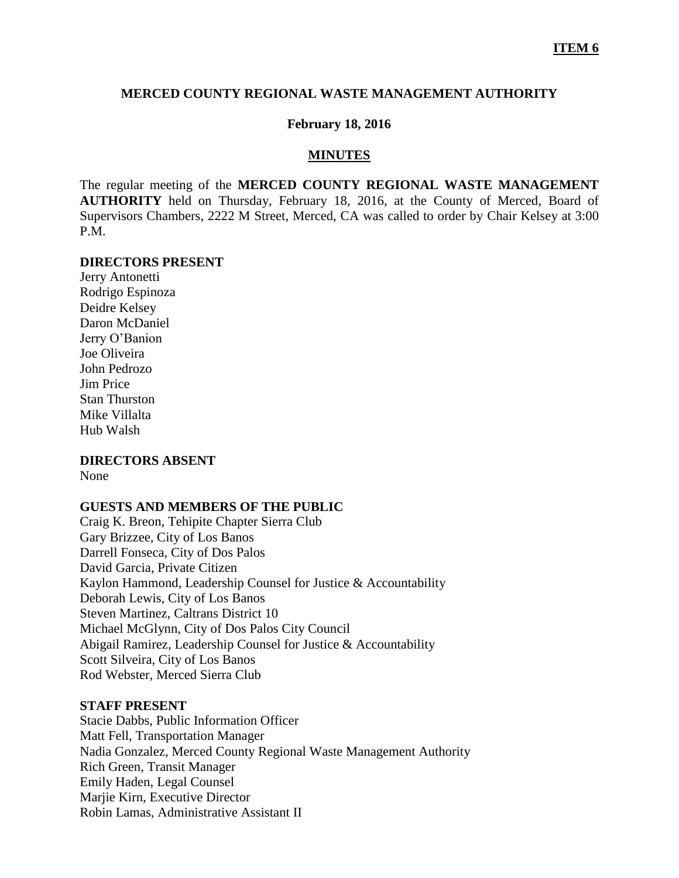**ITEM 6**

# MERCED COUNTY REGIONAL WASTE MANAGEMENT AUTHORITY

**February 18, 2016**

## MINUTES

The regular meeting of the **MERCED COUNTY REGIONAL WASTE MANAGEMENT AUTHORITY** held on Thursday, February 18, 2016, at the County of Merced, Board of Supervisors Chambers, 2222 M Street, Merced, CA was called to order by Chair Kelsey at 3:00 P.M.

### DIRECTORS PRESENT

Jerry Antonetti
Rodrigo Espinoza
Deidre Kelsey
Daron McDaniel
Jerry O'Banion
Joe Oliveira
John Pedrozo
Jim Price
Stan Thurston
Mike Villalta
Hub Walsh

### DIRECTORS ABSENT

None

### GUESTS AND MEMBERS OF THE PUBLIC

Craig K. Breon, Tehipite Chapter Sierra Club
Gary Brizzee, City of Los Banos
Darrell Fonseca, City of Dos Palos
David Garcia, Private Citizen
Kaylon Hammond, Leadership Counsel for Justice & Accountability
Deborah Lewis, City of Los Banos
Steven Martinez, Caltrans District 10
Michael McGlynn, City of Dos Palos City Council
Abigail Ramirez, Leadership Counsel for Justice & Accountability
Scott Silveira, City of Los Banos
Rod Webster, Merced Sierra Club

### STAFF PRESENT

Stacie Dabbs, Public Information Officer
Matt Fell, Transportation Manager
Nadia Gonzalez, Merced County Regional Waste Management Authority
Rich Green, Transit Manager
Emily Haden, Legal Counsel
Marjie Kirn, Executive Director
Robin Lamas, Administrative Assistant II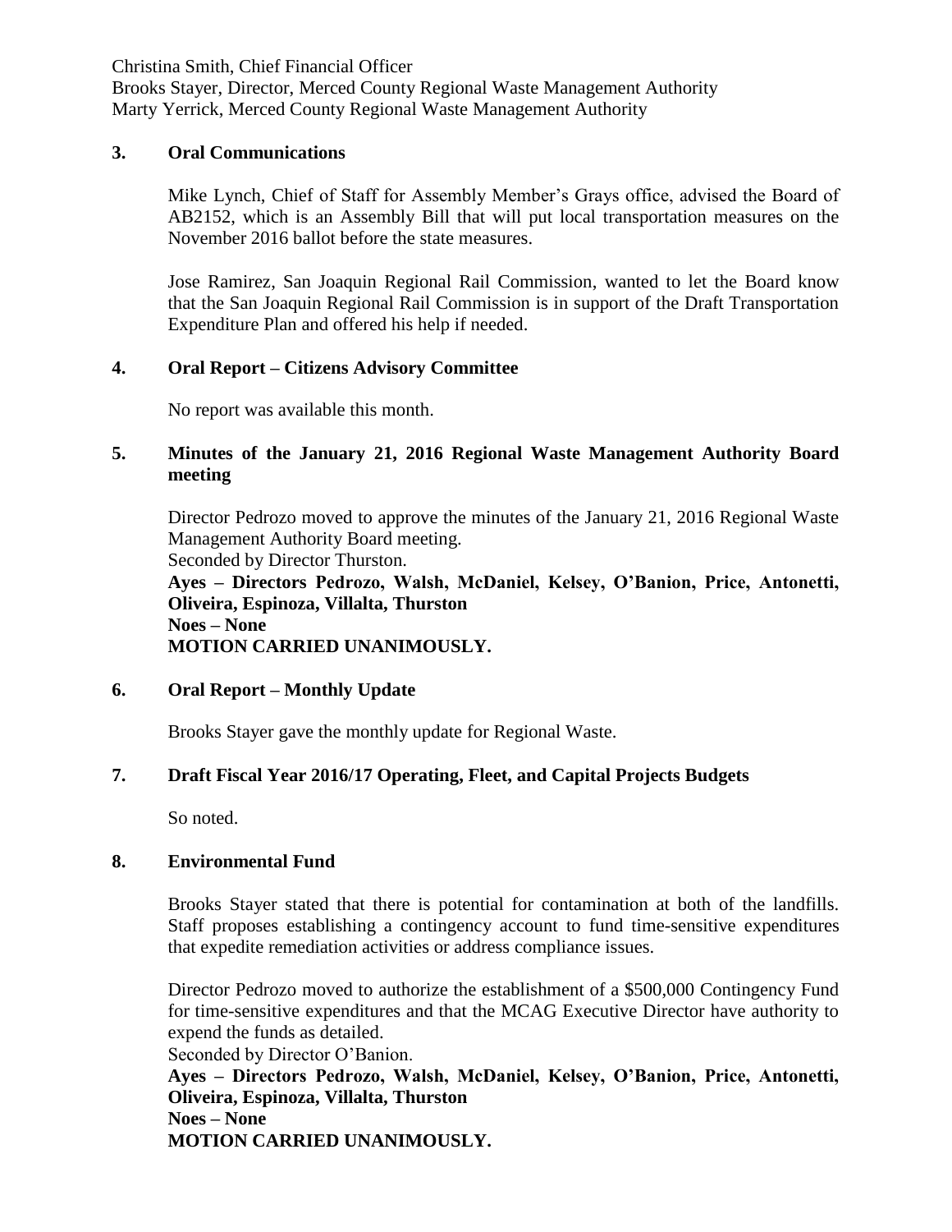Christina Smith, Chief Financial Officer
Brooks Stayer, Director, Merced County Regional Waste Management Authority
Marty Yerrick, Merced County Regional Waste Management Authority

## 3. Oral Communications

Mike Lynch, Chief of Staff for Assembly Member's Grays office, advised the Board of AB2152, which is an Assembly Bill that will put local transportation measures on the November 2016 ballot before the state measures.

Jose Ramirez, San Joaquin Regional Rail Commission, wanted to let the Board know that the San Joaquin Regional Rail Commission is in support of the Draft Transportation Expenditure Plan and offered his help if needed.

## 4. Oral Report – Citizens Advisory Committee

No report was available this month.

## 5. Minutes of the January 21, 2016 Regional Waste Management Authority Board meeting

Director Pedrozo moved to approve the minutes of the January 21, 2016 Regional Waste Management Authority Board meeting.
Seconded by Director Thurston.
**Ayes – Directors Pedrozo, Walsh, McDaniel, Kelsey, O'Banion, Price, Antonetti, Oliveira, Espinoza, Villalta, Thurston**
**Noes – None**
**MOTION CARRIED UNANIMOUSLY.**

## 6. Oral Report – Monthly Update

Brooks Stayer gave the monthly update for Regional Waste.

## 7. Draft Fiscal Year 2016/17 Operating, Fleet, and Capital Projects Budgets

So noted.

## 8. Environmental Fund

Brooks Stayer stated that there is potential for contamination at both of the landfills. Staff proposes establishing a contingency account to fund time-sensitive expenditures that expedite remediation activities or address compliance issues.

Director Pedrozo moved to authorize the establishment of a $500,000 Contingency Fund for time-sensitive expenditures and that the MCAG Executive Director have authority to expend the funds as detailed.
Seconded by Director O'Banion.
**Ayes – Directors Pedrozo, Walsh, McDaniel, Kelsey, O'Banion, Price, Antonetti, Oliveira, Espinoza, Villalta, Thurston**
**Noes – None**
**MOTION CARRIED UNANIMOUSLY.**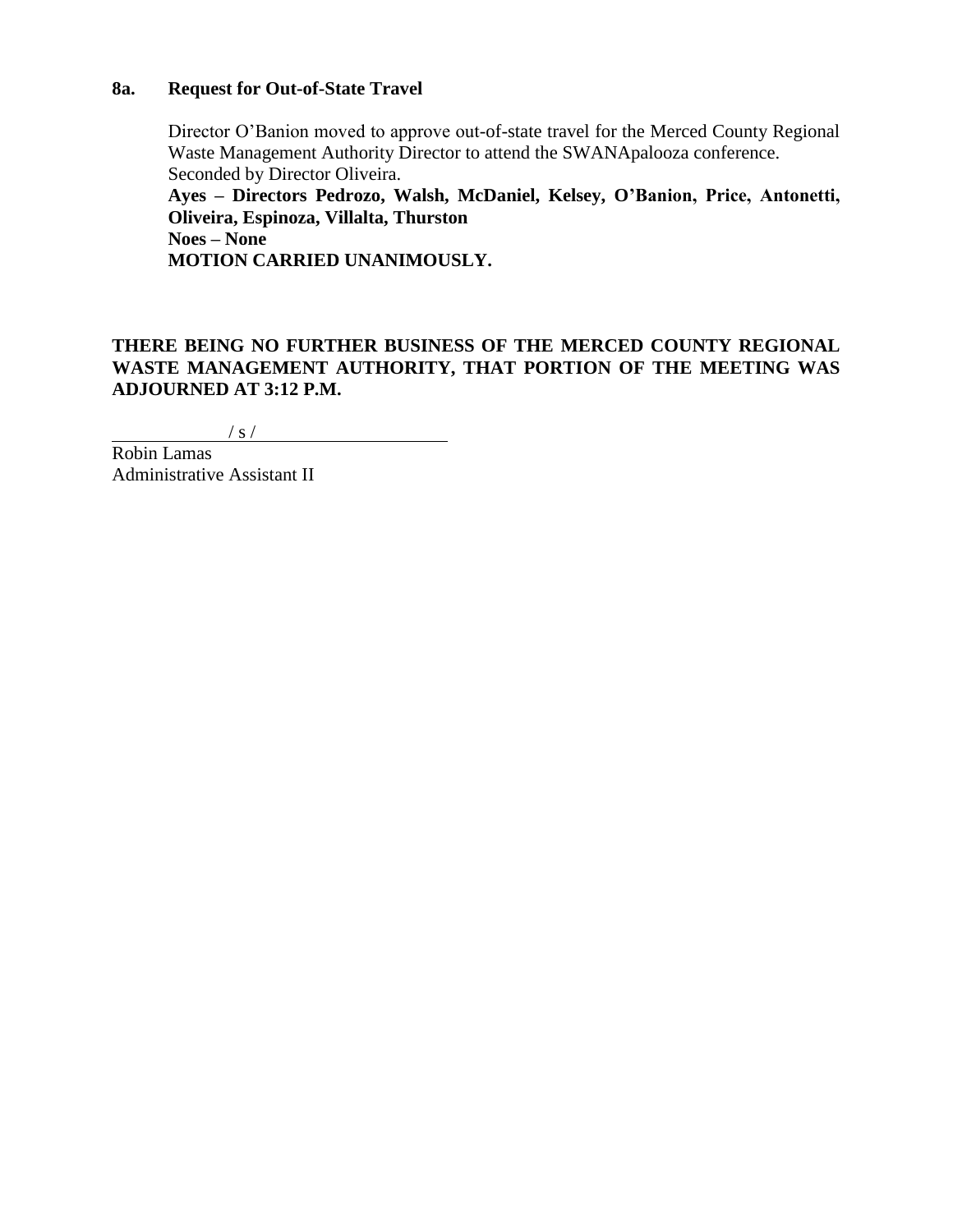### 8a. Request for Out-of-State Travel

Director O'Banion moved to approve out-of-state travel for the Merced County Regional Waste Management Authority Director to attend the SWANApalooza conference. Seconded by Director Oliveira.

**Ayes – Directors Pedrozo, Walsh, McDaniel, Kelsey, O'Banion, Price, Antonetti, Oliveira, Espinoza, Villalta, Thurston**
**Noes – None**
**MOTION CARRIED UNANIMOUSLY.**

**THERE BEING NO FURTHER BUSINESS OF THE MERCED COUNTY REGIONAL WASTE MANAGEMENT AUTHORITY, THAT PORTION OF THE MEETING WAS ADJOURNED AT 3:12 P.M.**

/ s /

Robin Lamas
Administrative Assistant II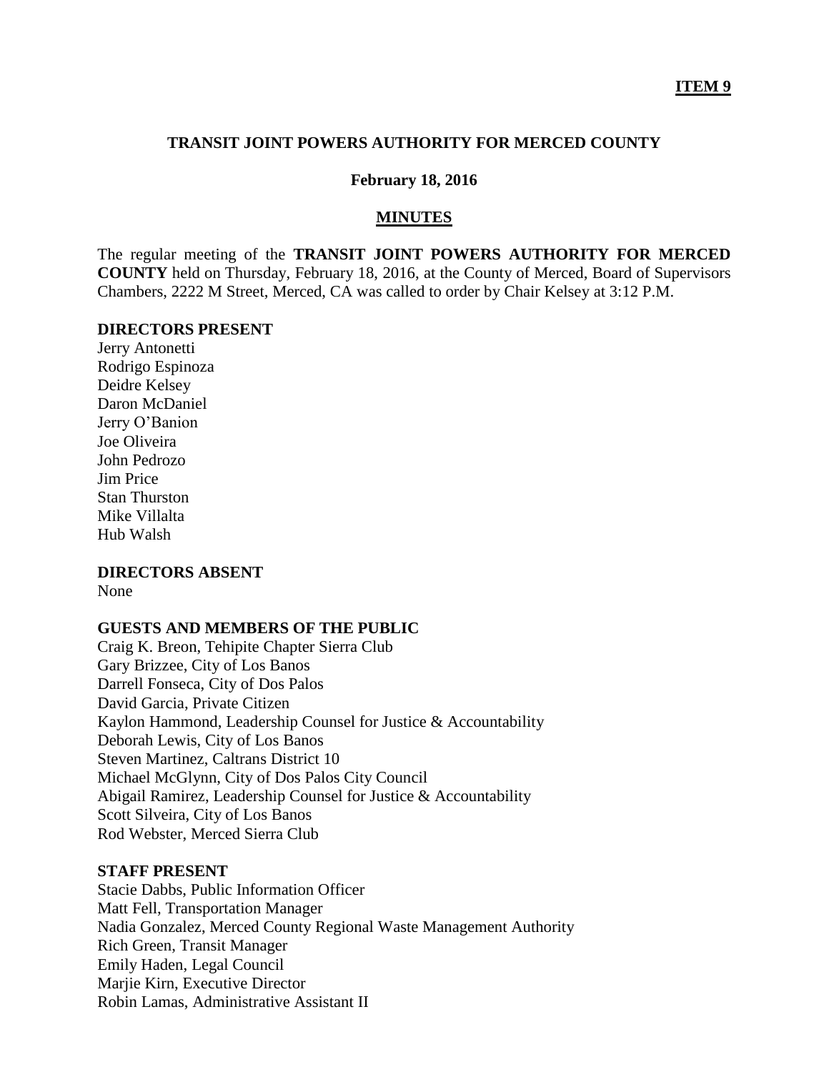**ITEM 9**

# TRANSIT JOINT POWERS AUTHORITY FOR MERCED COUNTY

**February 18, 2016**

## MINUTES

The regular meeting of the **TRANSIT JOINT POWERS AUTHORITY FOR MERCED COUNTY** held on Thursday, February 18, 2016, at the County of Merced, Board of Supervisors Chambers, 2222 M Street, Merced, CA was called to order by Chair Kelsey at 3:12 P.M.

### DIRECTORS PRESENT

Jerry Antonetti
Rodrigo Espinoza
Deidre Kelsey
Daron McDaniel
Jerry O'Banion
Joe Oliveira
John Pedrozo
Jim Price
Stan Thurston
Mike Villalta
Hub Walsh

### DIRECTORS ABSENT

None

### GUESTS AND MEMBERS OF THE PUBLIC

Craig K. Breon, Tehipite Chapter Sierra Club
Gary Brizzee, City of Los Banos
Darrell Fonseca, City of Dos Palos
David Garcia, Private Citizen
Kaylon Hammond, Leadership Counsel for Justice & Accountability
Deborah Lewis, City of Los Banos
Steven Martinez, Caltrans District 10
Michael McGlynn, City of Dos Palos City Council
Abigail Ramirez, Leadership Counsel for Justice & Accountability
Scott Silveira, City of Los Banos
Rod Webster, Merced Sierra Club

### STAFF PRESENT

Stacie Dabbs, Public Information Officer
Matt Fell, Transportation Manager
Nadia Gonzalez, Merced County Regional Waste Management Authority
Rich Green, Transit Manager
Emily Haden, Legal Council
Marjie Kirn, Executive Director
Robin Lamas, Administrative Assistant II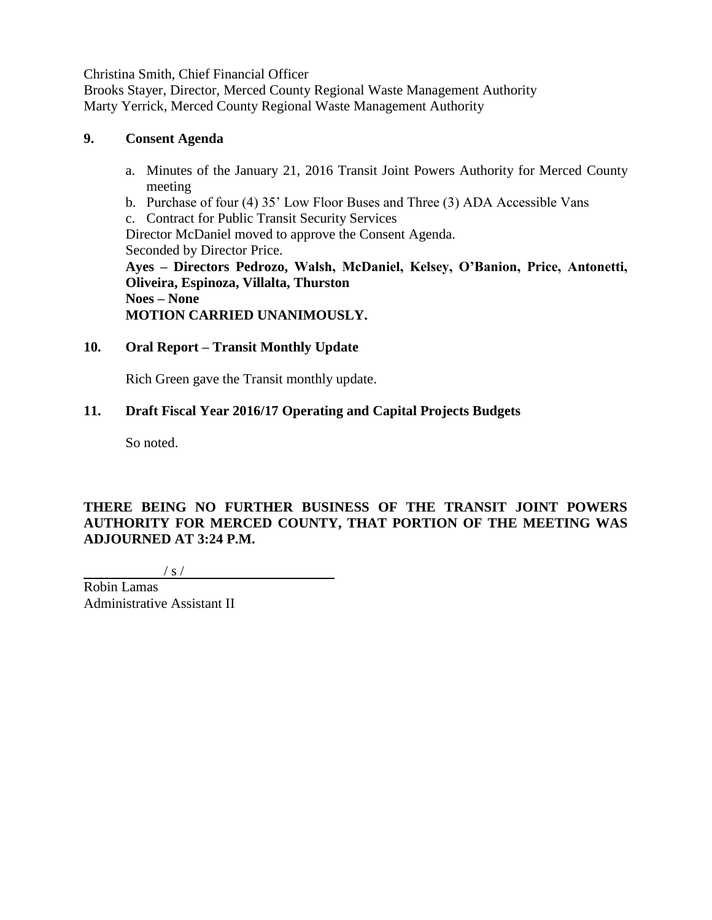Christina Smith, Chief Financial Officer
Brooks Stayer, Director, Merced County Regional Waste Management Authority
Marty Yerrick, Merced County Regional Waste Management Authority

**9. Consent Agenda**

a. Minutes of the January 21, 2016 Transit Joint Powers Authority for Merced County meeting
b. Purchase of four (4) 35' Low Floor Buses and Three (3) ADA Accessible Vans
c. Contract for Public Transit Security Services

Director McDaniel moved to approve the Consent Agenda.
Seconded by Director Price.
**Ayes – Directors Pedrozo, Walsh, McDaniel, Kelsey, O'Banion, Price, Antonetti, Oliveira, Espinoza, Villalta, Thurston**
**Noes – None**
**MOTION CARRIED UNANIMOUSLY.**

**10. Oral Report – Transit Monthly Update**

Rich Green gave the Transit monthly update.

**11. Draft Fiscal Year 2016/17 Operating and Capital Projects Budgets**

So noted.

**THERE BEING NO FURTHER BUSINESS OF THE TRANSIT JOINT POWERS AUTHORITY FOR MERCED COUNTY, THAT PORTION OF THE MEETING WAS ADJOURNED AT 3:24 P.M.**

/ s /
Robin Lamas
Administrative Assistant II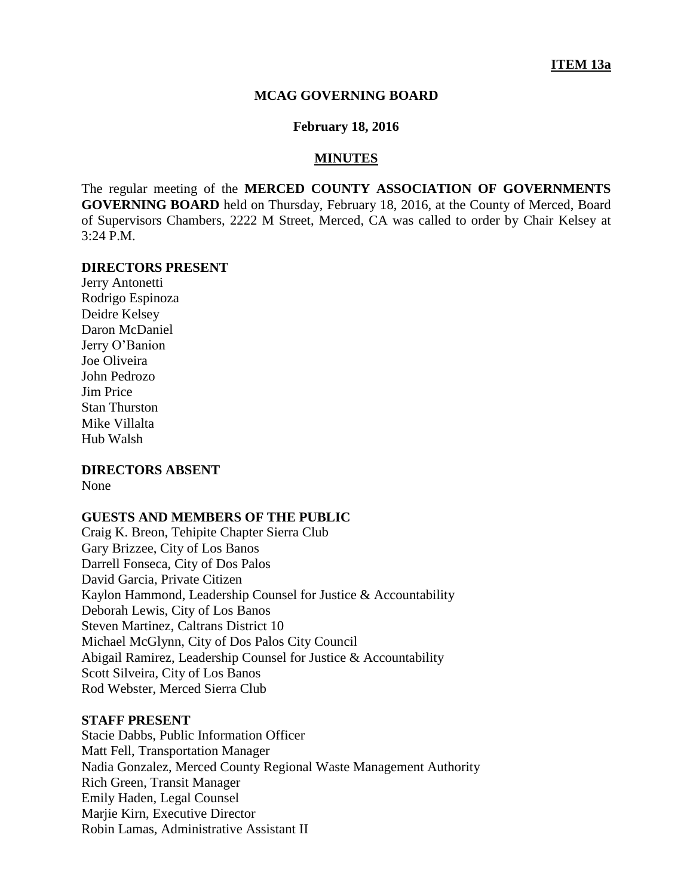**ITEM 13a**

**MCAG GOVERNING BOARD**

**February 18, 2016**

**MINUTES**

The regular meeting of the **MERCED COUNTY ASSOCIATION OF GOVERNMENTS GOVERNING BOARD** held on Thursday, February 18, 2016, at the County of Merced, Board of Supervisors Chambers, 2222 M Street, Merced, CA was called to order by Chair Kelsey at 3:24 P.M.

**DIRECTORS PRESENT**

Jerry Antonetti
Rodrigo Espinoza
Deidre Kelsey
Daron McDaniel
Jerry O'Banion
Joe Oliveira
John Pedrozo
Jim Price
Stan Thurston
Mike Villalta
Hub Walsh

**DIRECTORS ABSENT**

None

**GUESTS AND MEMBERS OF THE PUBLIC**

Craig K. Breon, Tehipite Chapter Sierra Club
Gary Brizzee, City of Los Banos
Darrell Fonseca, City of Dos Palos
David Garcia, Private Citizen
Kaylon Hammond, Leadership Counsel for Justice & Accountability
Deborah Lewis, City of Los Banos
Steven Martinez, Caltrans District 10
Michael McGlynn, City of Dos Palos City Council
Abigail Ramirez, Leadership Counsel for Justice & Accountability
Scott Silveira, City of Los Banos
Rod Webster, Merced Sierra Club

**STAFF PRESENT**

Stacie Dabbs, Public Information Officer
Matt Fell, Transportation Manager
Nadia Gonzalez, Merced County Regional Waste Management Authority
Rich Green, Transit Manager
Emily Haden, Legal Counsel
Marjie Kirn, Executive Director
Robin Lamas, Administrative Assistant II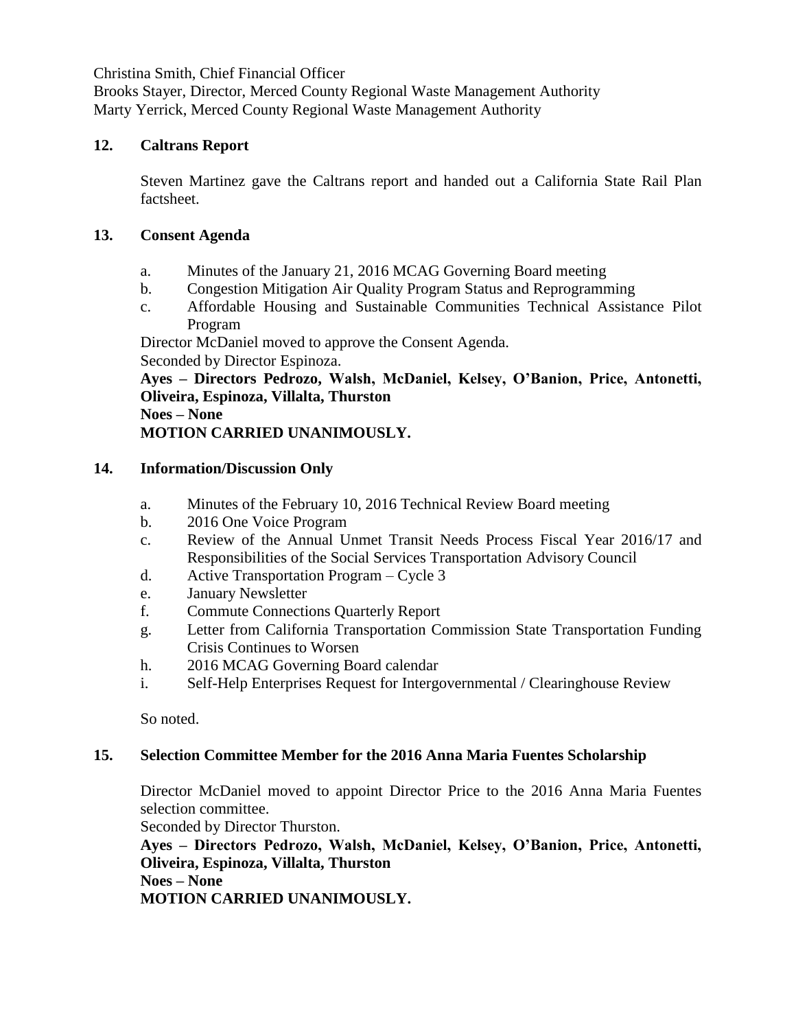Christina Smith, Chief Financial Officer
Brooks Stayer, Director, Merced County Regional Waste Management Authority
Marty Yerrick, Merced County Regional Waste Management Authority

## 12. Caltrans Report

Steven Martinez gave the Caltrans report and handed out a California State Rail Plan factsheet.

## 13. Consent Agenda

a. Minutes of the January 21, 2016 MCAG Governing Board meeting
b. Congestion Mitigation Air Quality Program Status and Reprogramming
c. Affordable Housing and Sustainable Communities Technical Assistance Pilot Program

Director McDaniel moved to approve the Consent Agenda.
Seconded by Director Espinoza.
**Ayes – Directors Pedrozo, Walsh, McDaniel, Kelsey, O'Banion, Price, Antonetti, Oliveira, Espinoza, Villalta, Thurston**
**Noes – None**
**MOTION CARRIED UNANIMOUSLY.**

## 14. Information/Discussion Only

a. Minutes of the February 10, 2016 Technical Review Board meeting
b. 2016 One Voice Program
c. Review of the Annual Unmet Transit Needs Process Fiscal Year 2016/17 and Responsibilities of the Social Services Transportation Advisory Council
d. Active Transportation Program – Cycle 3
e. January Newsletter
f. Commute Connections Quarterly Report
g. Letter from California Transportation Commission State Transportation Funding Crisis Continues to Worsen
h. 2016 MCAG Governing Board calendar
i. Self-Help Enterprises Request for Intergovernmental / Clearinghouse Review

So noted.

## 15. Selection Committee Member for the 2016 Anna Maria Fuentes Scholarship

Director McDaniel moved to appoint Director Price to the 2016 Anna Maria Fuentes selection committee.
Seconded by Director Thurston.
**Ayes – Directors Pedrozo, Walsh, McDaniel, Kelsey, O'Banion, Price, Antonetti, Oliveira, Espinoza, Villalta, Thurston**
**Noes – None**
**MOTION CARRIED UNANIMOUSLY.**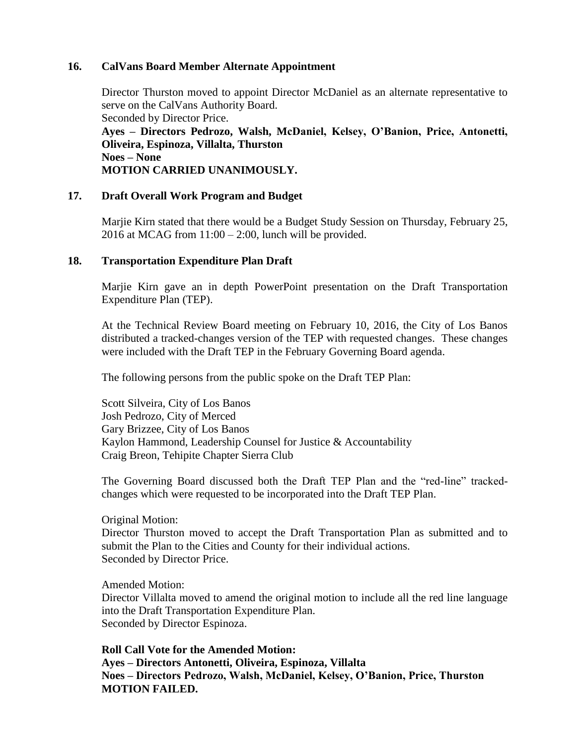**16. CalVans Board Member Alternate Appointment**

Director Thurston moved to appoint Director McDaniel as an alternate representative to serve on the CalVans Authority Board.
Seconded by Director Price.
**Ayes – Directors Pedrozo, Walsh, McDaniel, Kelsey, O'Banion, Price, Antonetti, Oliveira, Espinoza, Villalta, Thurston**
**Noes – None**
**MOTION CARRIED UNANIMOUSLY.**

**17. Draft Overall Work Program and Budget**

Marjie Kirn stated that there would be a Budget Study Session on Thursday, February 25, 2016 at MCAG from 11:00 – 2:00, lunch will be provided.

**18. Transportation Expenditure Plan Draft**

Marjie Kirn gave an in depth PowerPoint presentation on the Draft Transportation Expenditure Plan (TEP).

At the Technical Review Board meeting on February 10, 2016, the City of Los Banos distributed a tracked-changes version of the TEP with requested changes. These changes were included with the Draft TEP in the February Governing Board agenda.

The following persons from the public spoke on the Draft TEP Plan:

Scott Silveira, City of Los Banos
Josh Pedrozo, City of Merced
Gary Brizzee, City of Los Banos
Kaylon Hammond, Leadership Counsel for Justice & Accountability
Craig Breon, Tehipite Chapter Sierra Club

The Governing Board discussed both the Draft TEP Plan and the "red-line" tracked-changes which were requested to be incorporated into the Draft TEP Plan.

Original Motion:
Director Thurston moved to accept the Draft Transportation Plan as submitted and to submit the Plan to the Cities and County for their individual actions.
Seconded by Director Price.

Amended Motion:
Director Villalta moved to amend the original motion to include all the red line language into the Draft Transportation Expenditure Plan.
Seconded by Director Espinoza.

**Roll Call Vote for the Amended Motion:**
**Ayes – Directors Antonetti, Oliveira, Espinoza, Villalta**
**Noes – Directors Pedrozo, Walsh, McDaniel, Kelsey, O'Banion, Price, Thurston**
**MOTION FAILED.**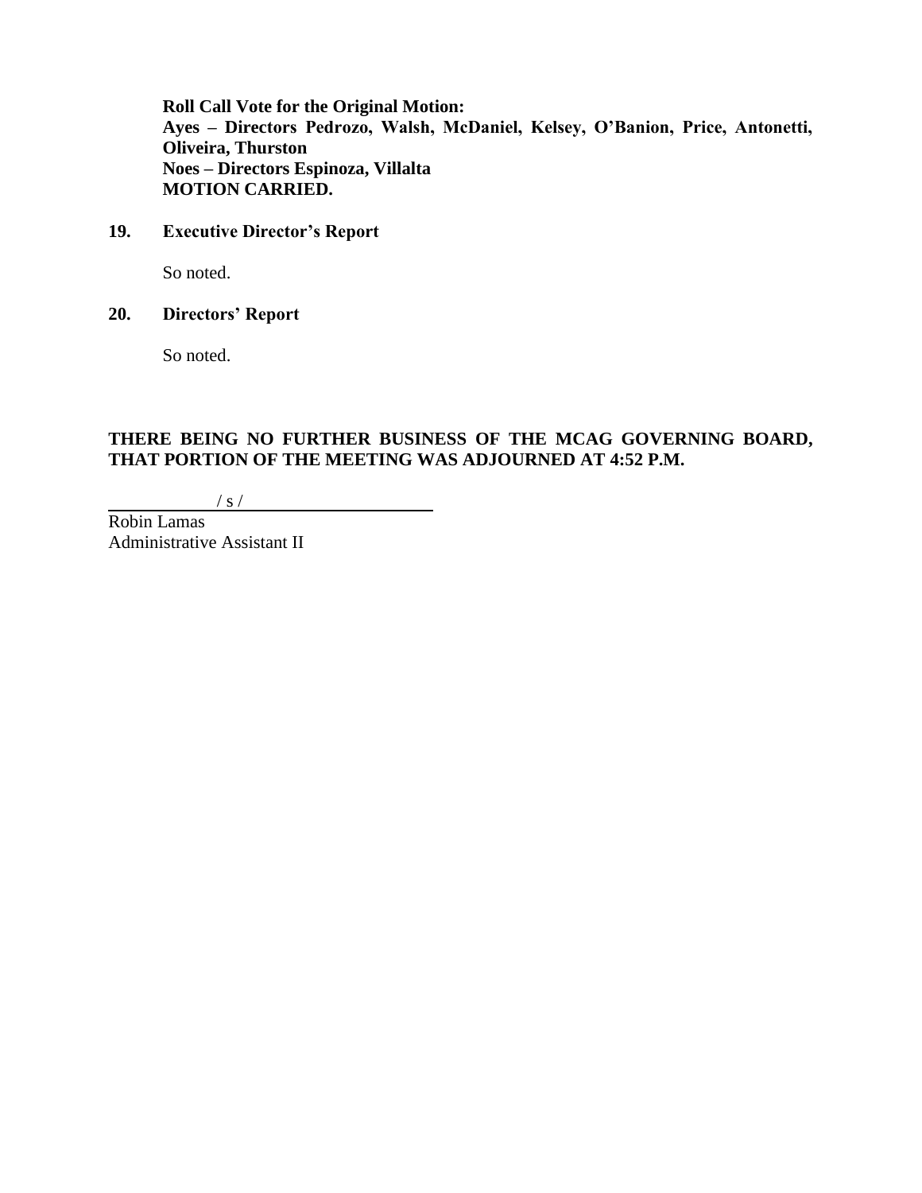**Roll Call Vote for the Original Motion:**
**Ayes – Directors Pedrozo, Walsh, McDaniel, Kelsey, O'Banion, Price, Antonetti, Oliveira, Thurston**
**Noes – Directors Espinoza, Villalta**
**MOTION CARRIED.**

**19. Executive Director's Report**

So noted.

**20. Directors' Report**

So noted.

**THERE BEING NO FURTHER BUSINESS OF THE MCAG GOVERNING BOARD, THAT PORTION OF THE MEETING WAS ADJOURNED AT 4:52 P.M.**

/ s /

Robin Lamas
Administrative Assistant II